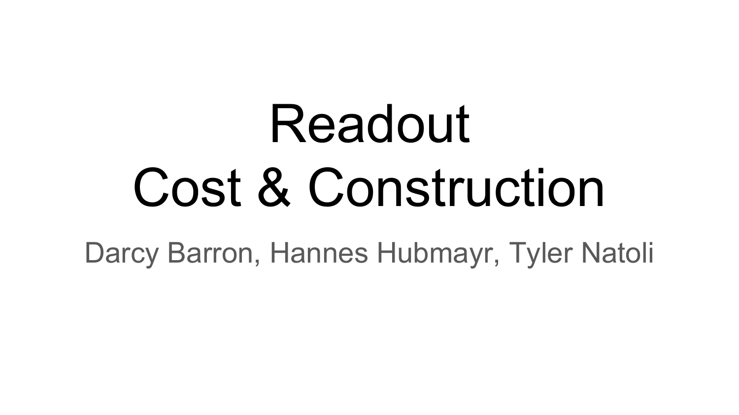# Readout
# Cost & Construction

Darcy Barron, Hannes Hubmayr, Tyler Natoli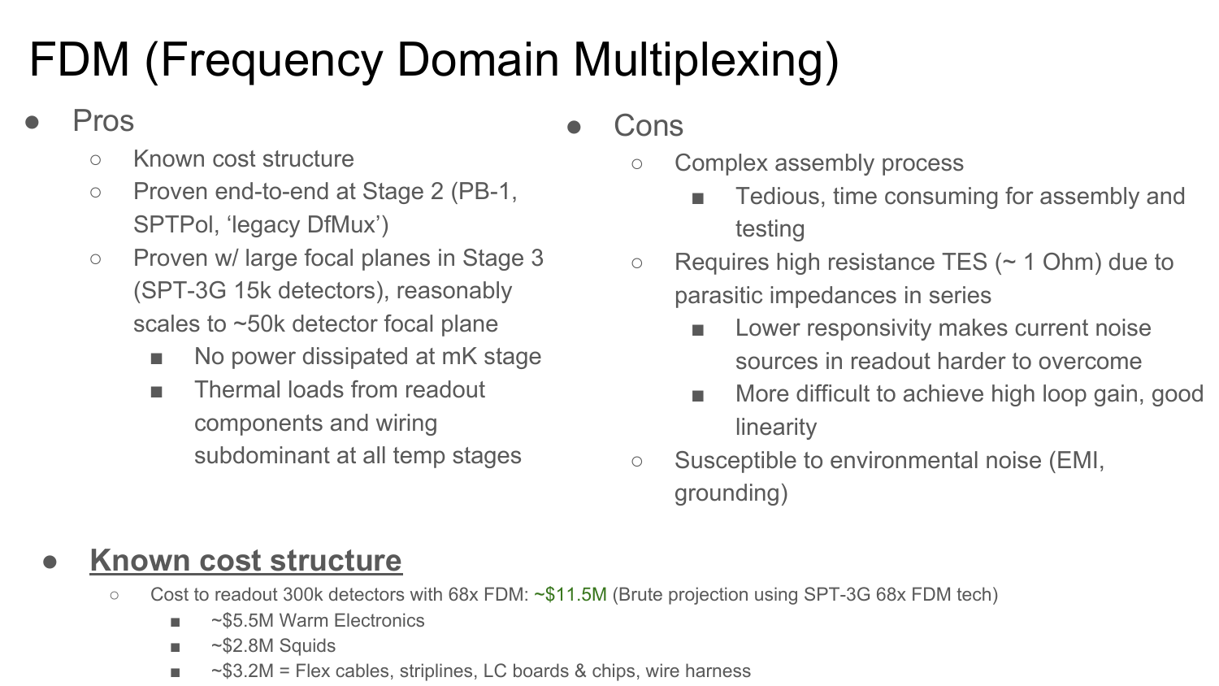# FDM (Frequency Domain Multiplexing)

- Pros
  - Known cost structure
  - Proven end-to-end at Stage 2 (PB-1, SPTPol, 'legacy DfMux')
  - Proven w/ large focal planes in Stage 3 (SPT-3G 15k detectors), reasonably scales to ~50k detector focal plane
    - No power dissipated at mK stage
    - Thermal loads from readout components and wiring subdominant at all temp stages

- Cons
  - Complex assembly process
    - Tedious, time consuming for assembly and testing
  - Requires high resistance TES (~ 1 Ohm) due to parasitic impedances in series
    - Lower responsivity makes current noise sources in readout harder to overcome
    - More difficult to achieve high loop gain, good linearity
  - Susceptible to environmental noise (EMI, grounding)

- **Known cost structure**
  - Cost to readout 300k detectors with 68x FDM: ~$11.5M (Brute projection using SPT-3G 68x FDM tech)
    - ~$5.5M Warm Electronics
    - ~$2.8M Squids
    - ~$3.2M = Flex cables, striplines, LC boards & chips, wire harness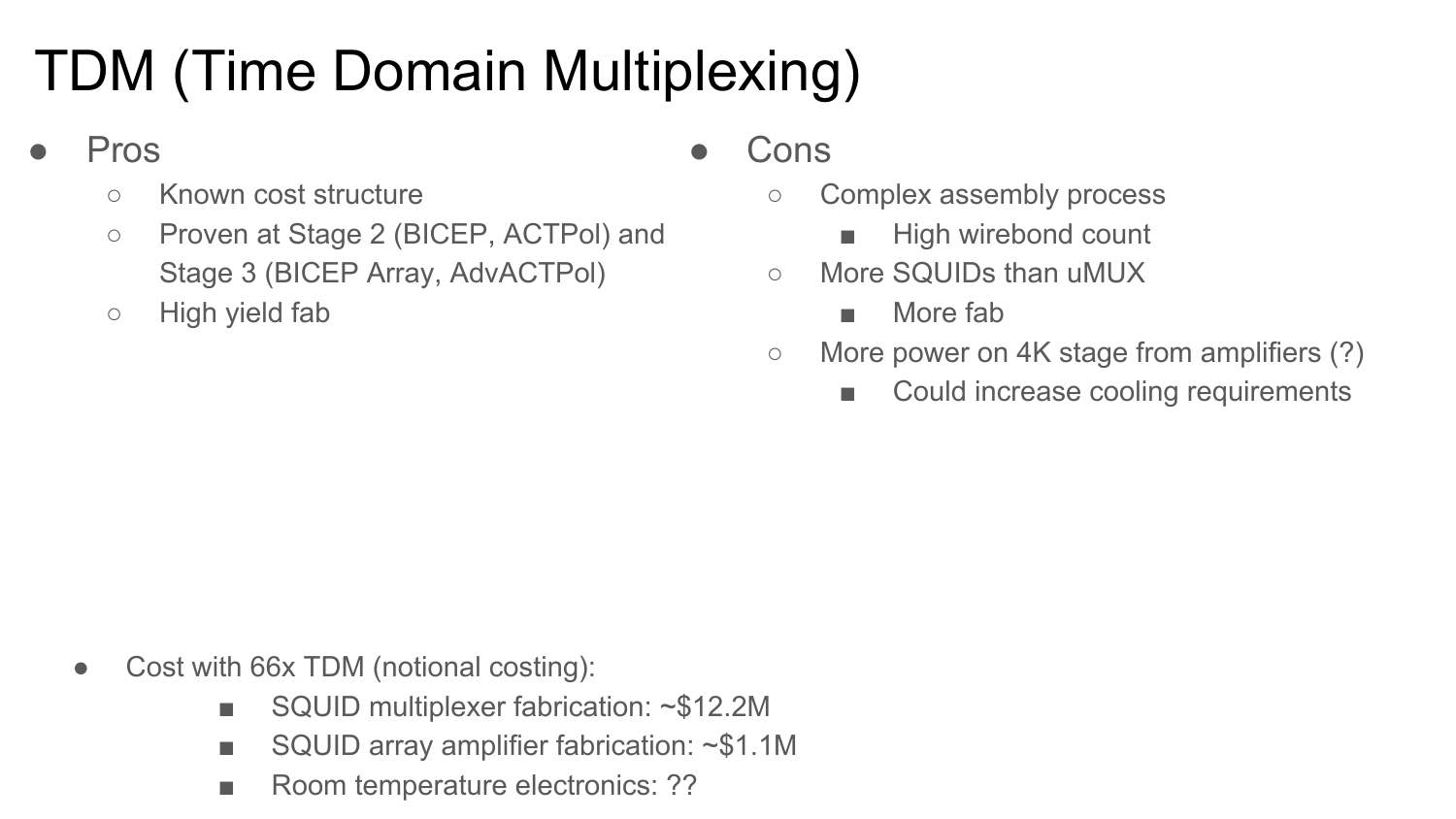# TDM (Time Domain Multiplexing)

- Pros
  - Known cost structure
  - Proven at Stage 2 (BICEP, ACTPol) and Stage 3 (BICEP Array, AdvACTPol)
  - High yield fab
- Cons
  - Complex assembly process
    - High wirebond count
  - More SQUIDs than uMUX
    - More fab
  - More power on 4K stage from amplifiers (?)
    - Could increase cooling requirements

- Cost with 66x TDM (notional costing):
  - SQUID multiplexer fabrication: ~$12.2M
  - SQUID array amplifier fabrication: ~$1.1M
  - Room temperature electronics: ??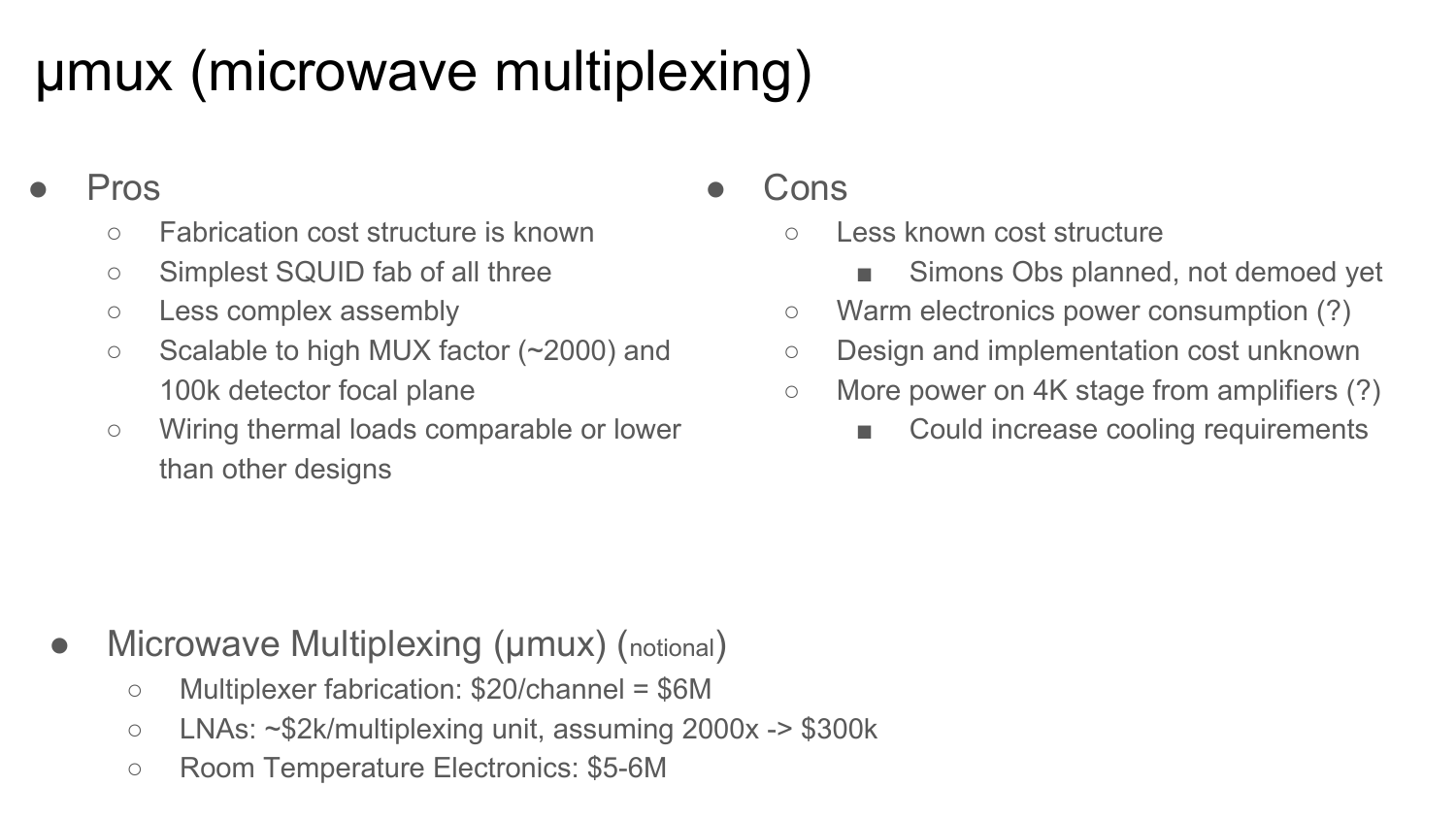# μmux (microwave multiplexing)

- Pros
  - Fabrication cost structure is known
  - Simplest SQUID fab of all three
  - Less complex assembly
  - Scalable to high MUX factor (~2000) and 100k detector focal plane
  - Wiring thermal loads comparable or lower than other designs

- Cons
  - Less known cost structure
    - Simons Obs planned, not demoed yet
  - Warm electronics power consumption (?)
  - Design and implementation cost unknown
  - More power on 4K stage from amplifiers (?)
    - Could increase cooling requirements

- Microwave Multiplexing (μmux) (notional)
  - Multiplexer fabrication: \$20/channel = \$6M
  - LNAs: ~\$2k/multiplexing unit, assuming 2000x -> \$300k
  - Room Temperature Electronics: \$5-6M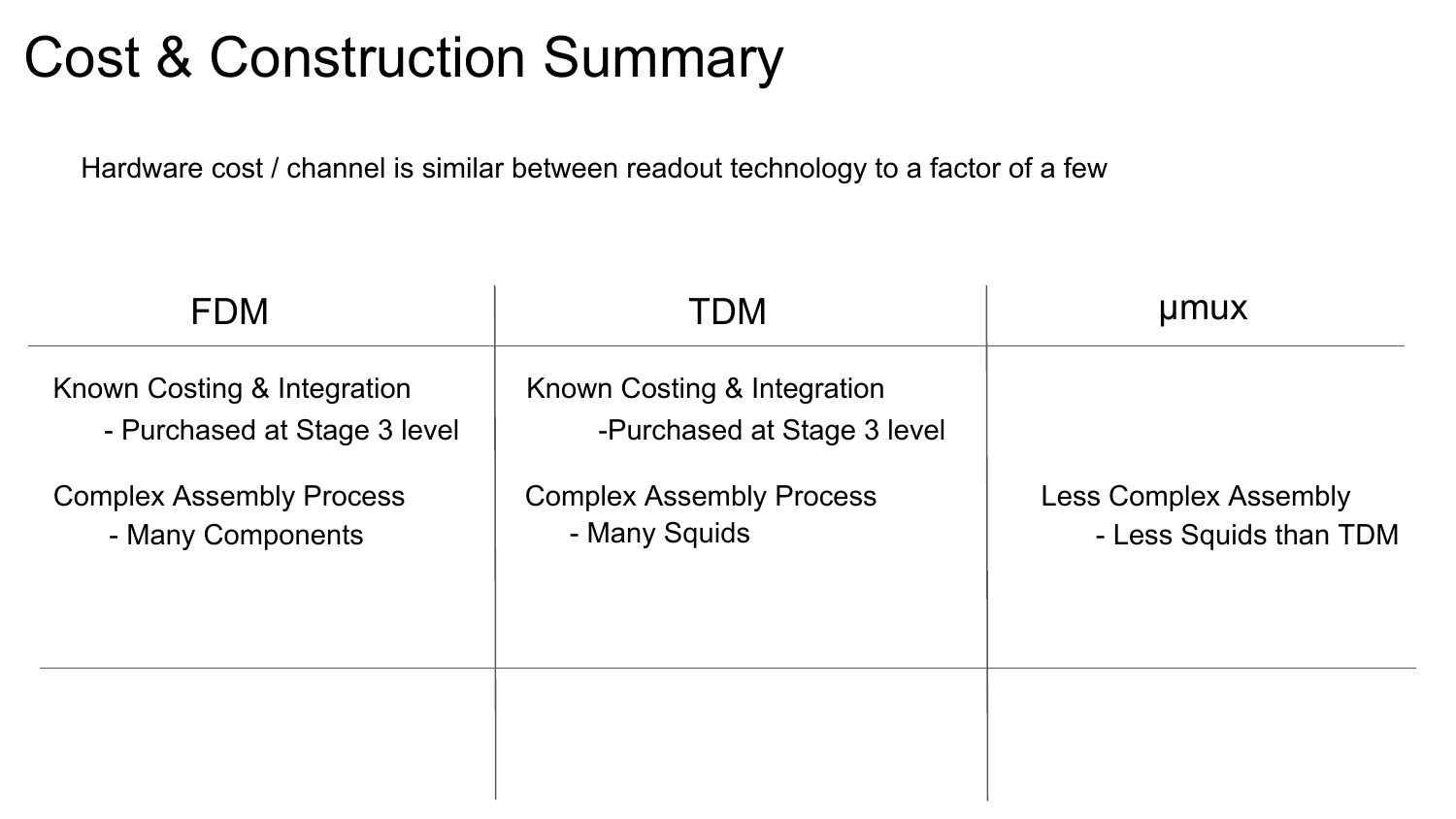# Cost & Construction Summary

Hardware cost / channel is similar between readout technology to a factor of a few

| FDM | TDM | µmux |
|---|---|---|
| Known Costing & Integration<br>- Purchased at Stage 3 level<br><br>Complex Assembly Process<br>- Many Components | Known Costing & Integration<br>-Purchased at Stage 3 level<br><br>Complex Assembly Process<br>- Many Squids | <br><br><br>Less Complex Assembly<br>- Less Squids than TDM |
| | | |